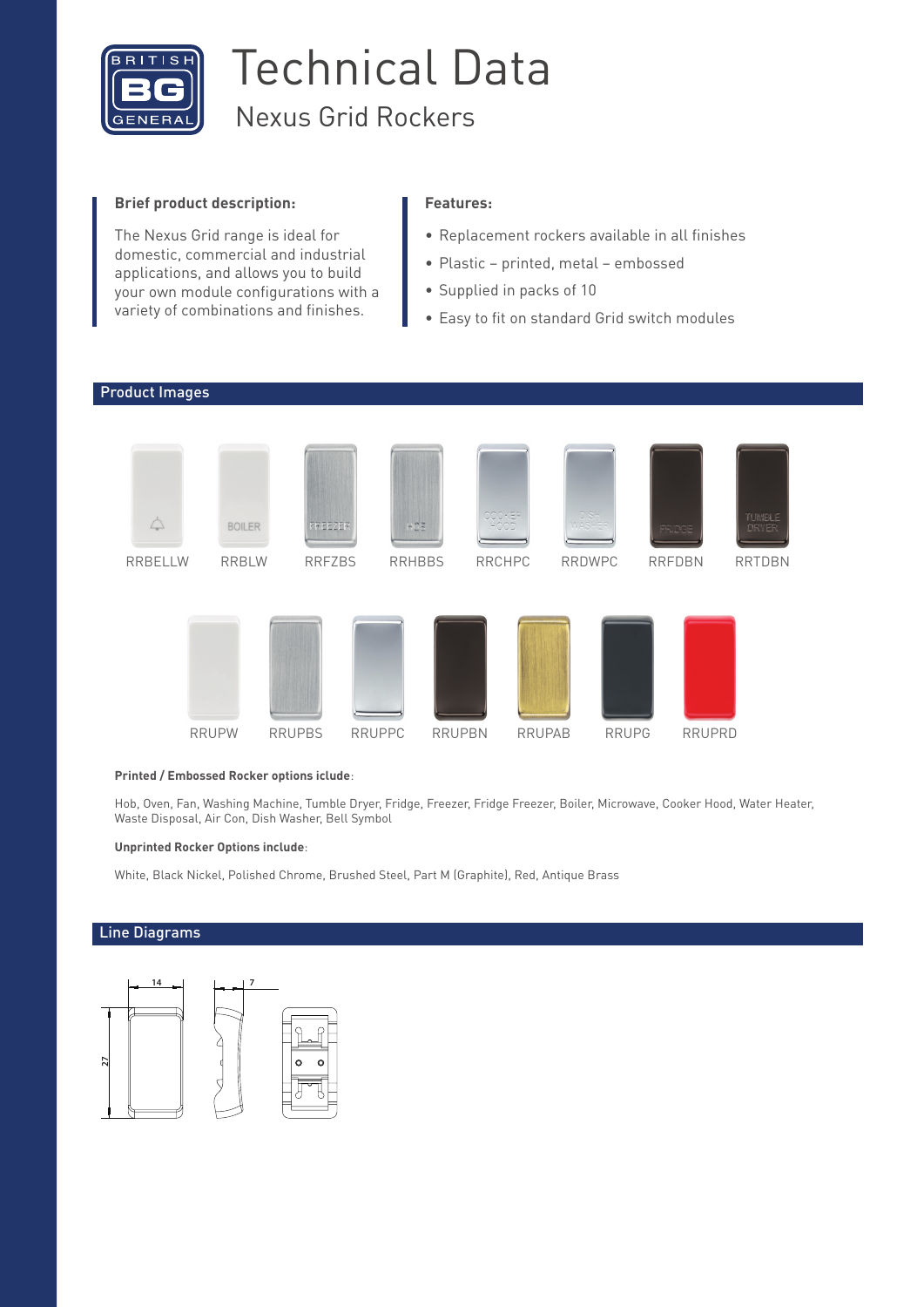# Technical Data

## Nexus Grid Rockers

**Brief product description:**

The Nexus Grid range is ideal for domestic, commercial and industrial applications, and allows you to build your own module configurations with a variety of combinations and finishes.

**Features:**

- Replacement rockers available in all finishes
- Plastic – printed, metal – embossed
- Supplied in packs of 10
- Easy to fit on standard Grid switch modules

## Product Images

RRBELLW RRBLW RRFZBS RRHBBS RRCHPC RRDWPC RRFDBN RRTDBN

RRUPW RRUPBS RRUPPC RRUPBN RRUPAB RRUPG RRUPRD

**Printed / Embossed Rocker options iclude**:

Hob, Oven, Fan, Washing Machine, Tumble Dryer, Fridge, Freezer, Fridge Freezer, Boiler, Microwave, Cooker Hood, Water Heater, Waste Disposal, Air Con, Dish Washer, Bell Symbol

**Unprinted Rocker Options include**:

White, Black Nickel, Polished Chrome, Brushed Steel, Part M (Graphite), Red, Antique Brass

## Line Diagrams

14 7 27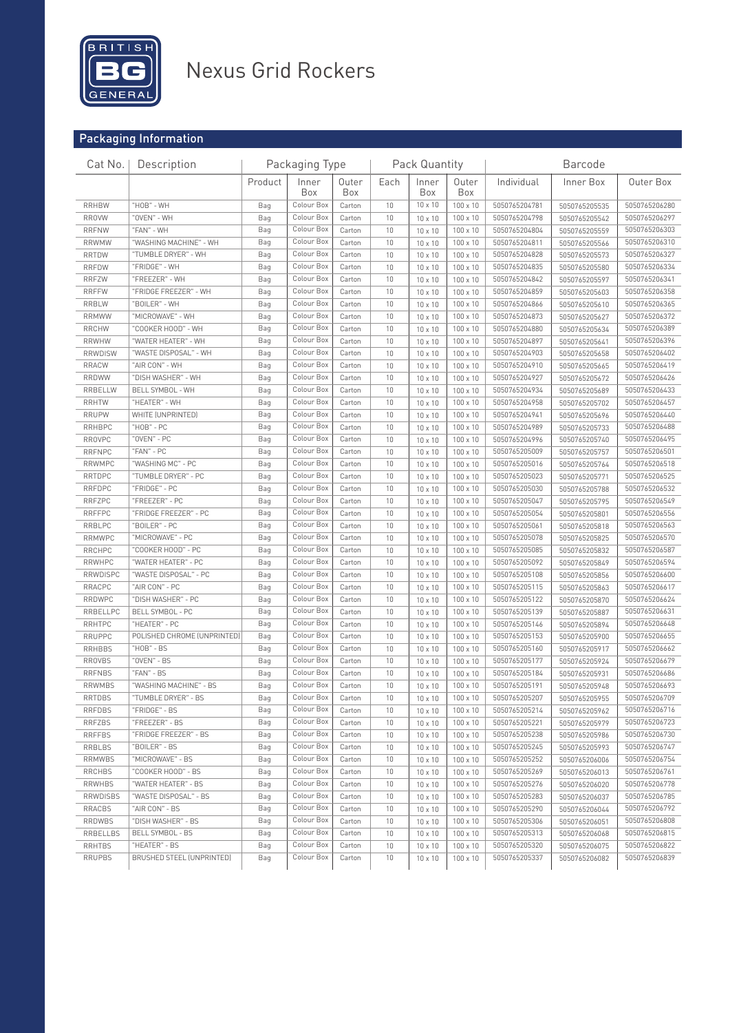# Nexus Grid Rockers

## Packaging Information

| Cat No. | Description | Packaging Type | | | Pack Quantity | | | Barcode | | |
|---|---|---|---|---|---|---|---|---|---|---|
| | | Product | Inner Box | Outer Box | Each | Inner Box | Outer Box | Individual | Inner Box | Outer Box |
| RRHBW | "HOB" - WH | Bag | Colour Box | Carton | 10 | 10 x 10 | 100 x 10 | 5050765204781 | 5050765205535 | 5050765206280 |
| RROVW | "OVEN" - WH | Bag | Colour Box | Carton | 10 | 10 x 10 | 100 x 10 | 5050765204798 | 5050765205542 | 5050765206297 |
| RRFNW | "FAN" - WH | Bag | Colour Box | Carton | 10 | 10 x 10 | 100 x 10 | 5050765204804 | 5050765205559 | 5050765206303 |
| RRWMW | "WASHING MACHINE" - WH | Bag | Colour Box | Carton | 10 | 10 x 10 | 100 x 10 | 5050765204811 | 5050765205566 | 5050765206310 |
| RRTDW | "TUMBLE DRYER" - WH | Bag | Colour Box | Carton | 10 | 10 x 10 | 100 x 10 | 5050765204828 | 5050765205573 | 5050765206327 |
| RRFDW | "FRIDGE" - WH | Bag | Colour Box | Carton | 10 | 10 x 10 | 100 x 10 | 5050765204835 | 5050765205580 | 5050765206334 |
| RRFZW | "FREEZER" - WH | Bag | Colour Box | Carton | 10 | 10 x 10 | 100 x 10 | 5050765204842 | 5050765205597 | 5050765206341 |
| RRFFW | "FRIDGE FREEZER" - WH | Bag | Colour Box | Carton | 10 | 10 x 10 | 100 x 10 | 5050765204859 | 5050765205603 | 5050765206358 |
| RRBLW | "BOILER" - WH | Bag | Colour Box | Carton | 10 | 10 x 10 | 100 x 10 | 5050765204866 | 5050765205610 | 5050765206365 |
| RRMWW | "MICROWAVE" - WH | Bag | Colour Box | Carton | 10 | 10 x 10 | 100 x 10 | 5050765204873 | 5050765205627 | 5050765206372 |
| RRCHW | "COOKER HOOD" - WH | Bag | Colour Box | Carton | 10 | 10 x 10 | 100 x 10 | 5050765204880 | 5050765205634 | 5050765206389 |
| RRWHW | "WATER HEATER" - WH | Bag | Colour Box | Carton | 10 | 10 x 10 | 100 x 10 | 5050765204897 | 5050765205641 | 5050765206396 |
| RRWDISW | "WASTE DISPOSAL" - WH | Bag | Colour Box | Carton | 10 | 10 x 10 | 100 x 10 | 5050765204903 | 5050765205658 | 5050765206402 |
| RRACW | "AIR CON" - WH | Bag | Colour Box | Carton | 10 | 10 x 10 | 100 x 10 | 5050765204910 | 5050765205665 | 5050765206419 |
| RRDWW | "DISH WASHER" - WH | Bag | Colour Box | Carton | 10 | 10 x 10 | 100 x 10 | 5050765204927 | 5050765205672 | 5050765206426 |
| RRBELLW | BELL SYMBOL - WH | Bag | Colour Box | Carton | 10 | 10 x 10 | 100 x 10 | 5050765204934 | 5050765205689 | 5050765206433 |
| RRHTW | "HEATER" - WH | Bag | Colour Box | Carton | 10 | 10 x 10 | 100 x 10 | 5050765204958 | 5050765205702 | 5050765206457 |
| RRUPW | WHITE (UNPRINTED) | Bag | Colour Box | Carton | 10 | 10 x 10 | 100 x 10 | 5050765204941 | 5050765205696 | 5050765206440 |
| RRHBPC | "HOB" - PC | Bag | Colour Box | Carton | 10 | 10 x 10 | 100 x 10 | 5050765204989 | 5050765205733 | 5050765206488 |
| RROVPC | "OVEN" - PC | Bag | Colour Box | Carton | 10 | 10 x 10 | 100 x 10 | 5050765204996 | 5050765205740 | 5050765206495 |
| RRFNPC | "FAN" - PC | Bag | Colour Box | Carton | 10 | 10 x 10 | 100 x 10 | 5050765205009 | 5050765205757 | 5050765206501 |
| RRWMPC | "WASHING MC" - PC | Bag | Colour Box | Carton | 10 | 10 x 10 | 100 x 10 | 5050765205016 | 5050765205764 | 5050765206518 |
| RRTDPC | "TUMBLE DRYER" - PC | Bag | Colour Box | Carton | 10 | 10 x 10 | 100 x 10 | 5050765205023 | 5050765205771 | 5050765206525 |
| RRFDPC | "FRIDGE" - PC | Bag | Colour Box | Carton | 10 | 10 x 10 | 100 x 10 | 5050765205030 | 5050765205788 | 5050765206532 |
| RRFZPC | "FREEZER" - PC | Bag | Colour Box | Carton | 10 | 10 x 10 | 100 x 10 | 5050765205047 | 5050765205795 | 5050765206549 |
| RRFFPC | "FRIDGE FREEZER" - PC | Bag | Colour Box | Carton | 10 | 10 x 10 | 100 x 10 | 5050765205054 | 5050765205801 | 5050765206556 |
| RRBLPC | "BOILER" - PC | Bag | Colour Box | Carton | 10 | 10 x 10 | 100 x 10 | 5050765205061 | 5050765205818 | 5050765206563 |
| RRMWPC | "MICROWAVE" - PC | Bag | Colour Box | Carton | 10 | 10 x 10 | 100 x 10 | 5050765205078 | 5050765205825 | 5050765206570 |
| RRCHPC | "COOKER HOOD" - PC | Bag | Colour Box | Carton | 10 | 10 x 10 | 100 x 10 | 5050765205085 | 5050765205832 | 5050765206587 |
| RRWHPC | "WATER HEATER" - PC | Bag | Colour Box | Carton | 10 | 10 x 10 | 100 x 10 | 5050765205092 | 5050765205849 | 5050765206594 |
| RRWDISPC | "WASTE DISPOSAL" - PC | Bag | Colour Box | Carton | 10 | 10 x 10 | 100 x 10 | 5050765205108 | 5050765205856 | 5050765206600 |
| RRACPC | "AIR CON" - PC | Bag | Colour Box | Carton | 10 | 10 x 10 | 100 x 10 | 5050765205115 | 5050765205863 | 5050765206617 |
| RRDWPC | "DISH WASHER" - PC | Bag | Colour Box | Carton | 10 | 10 x 10 | 100 x 10 | 5050765205122 | 5050765205870 | 5050765206624 |
| RRBELLPC | BELL SYMBOL - PC | Bag | Colour Box | Carton | 10 | 10 x 10 | 100 x 10 | 5050765205139 | 5050765205887 | 5050765206631 |
| RRHTPC | "HEATER" - PC | Bag | Colour Box | Carton | 10 | 10 x 10 | 100 x 10 | 5050765205146 | 5050765205894 | 5050765206648 |
| RRUPPC | POLISHED CHROME (UNPRINTED) | Bag | Colour Box | Carton | 10 | 10 x 10 | 100 x 10 | 5050765205153 | 5050765205900 | 5050765206655 |
| RRHBBS | "HOB" - BS | Bag | Colour Box | Carton | 10 | 10 x 10 | 100 x 10 | 5050765205160 | 5050765205917 | 5050765206662 |
| RROVBS | "OVEN" - BS | Bag | Colour Box | Carton | 10 | 10 x 10 | 100 x 10 | 5050765205177 | 5050765205924 | 5050765206679 |
| RRFNBS | "FAN" - BS | Bag | Colour Box | Carton | 10 | 10 x 10 | 100 x 10 | 5050765205184 | 5050765205931 | 5050765206686 |
| RRWMBS | "WASHING MACHINE" - BS | Bag | Colour Box | Carton | 10 | 10 x 10 | 100 x 10 | 5050765205191 | 5050765205948 | 5050765206693 |
| RRTDBS | "TUMBLE DRYER" - BS | Bag | Colour Box | Carton | 10 | 10 x 10 | 100 x 10 | 5050765205207 | 5050765205955 | 5050765206709 |
| RRFDBS | "FRIDGE" - BS | Bag | Colour Box | Carton | 10 | 10 x 10 | 100 x 10 | 5050765205214 | 5050765205962 | 5050765206716 |
| RRFZBS | "FREEZER" - BS | Bag | Colour Box | Carton | 10 | 10 x 10 | 100 x 10 | 5050765205221 | 5050765205979 | 5050765206723 |
| RRFFBS | "FRIDGE FREEZER" - BS | Bag | Colour Box | Carton | 10 | 10 x 10 | 100 x 10 | 5050765205238 | 5050765205986 | 5050765206730 |
| RRBLBS | "BOILER" - BS | Bag | Colour Box | Carton | 10 | 10 x 10 | 100 x 10 | 5050765205245 | 5050765205993 | 5050765206747 |
| RRMWBS | "MICROWAVE" - BS | Bag | Colour Box | Carton | 10 | 10 x 10 | 100 x 10 | 5050765205252 | 5050765206006 | 5050765206754 |
| RRCHBS | "COOKER HOOD" - BS | Bag | Colour Box | Carton | 10 | 10 x 10 | 100 x 10 | 5050765205269 | 5050765206013 | 5050765206761 |
| RRWHBS | "WATER HEATER" - BS | Bag | Colour Box | Carton | 10 | 10 x 10 | 100 x 10 | 5050765205276 | 5050765206020 | 5050765206778 |
| RRWDISBS | "WASTE DISPOSAL" - BS | Bag | Colour Box | Carton | 10 | 10 x 10 | 100 x 10 | 5050765205283 | 5050765206037 | 5050765206785 |
| RRACBS | "AIR CON" - BS | Bag | Colour Box | Carton | 10 | 10 x 10 | 100 x 10 | 5050765205290 | 5050765206044 | 5050765206792 |
| RRDWBS | "DISH WASHER" - BS | Bag | Colour Box | Carton | 10 | 10 x 10 | 100 x 10 | 5050765205306 | 5050765206051 | 5050765206808 |
| RRBELLBS | BELL SYMBOL - BS | Bag | Colour Box | Carton | 10 | 10 x 10 | 100 x 10 | 5050765205313 | 5050765206068 | 5050765206815 |
| RRHTBS | "HEATER" - BS | Bag | Colour Box | Carton | 10 | 10 x 10 | 100 x 10 | 5050765205320 | 5050765206075 | 5050765206822 |
| RRUPBS | BRUSHED STEEL (UNPRINTED) | Bag | Colour Box | Carton | 10 | 10 x 10 | 100 x 10 | 5050765205337 | 5050765206082 | 5050765206839 |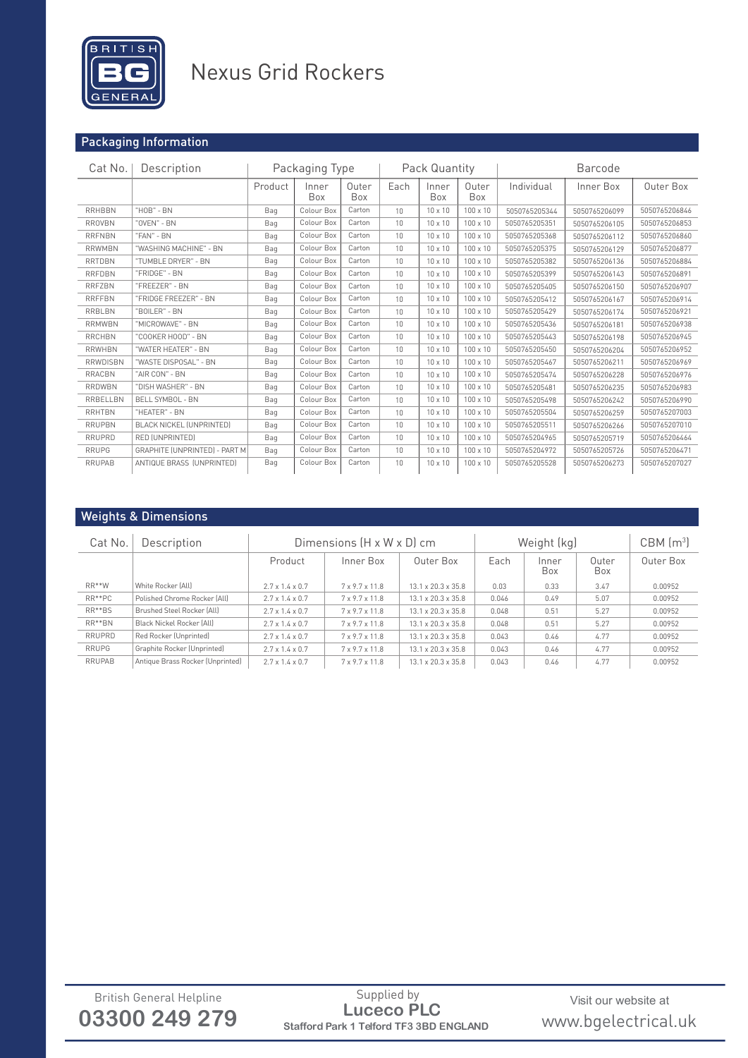#### Nexus Grid Rockers

## Packaging Information

| Cat No. | Description | Packaging Type | | | Pack Quantity | | | Barcode | | |
|---|---|---|---|---|---|---|---|---|---|---|
| | | Product | Inner Box | Outer Box | Each | Inner Box | Outer Box | Individual | Inner Box | Outer Box |
| RRHBBN | "HOB" - BN | Bag | Colour Box | Carton | 10 | 10 x 10 | 100 x 10 | 5050765205344 | 5050765206099 | 5050765206846 |
| RROVBN | "OVEN" - BN | Bag | Colour Box | Carton | 10 | 10 x 10 | 100 x 10 | 5050765205351 | 5050765206105 | 5050765206853 |
| RRFNBN | "FAN" - BN | Bag | Colour Box | Carton | 10 | 10 x 10 | 100 x 10 | 5050765205368 | 5050765206112 | 5050765206860 |
| RRWMBN | "WASHING MACHINE" - BN | Bag | Colour Box | Carton | 10 | 10 x 10 | 100 x 10 | 5050765205375 | 5050765206129 | 5050765206877 |
| RRTDBN | "TUMBLE DRYER" - BN | Bag | Colour Box | Carton | 10 | 10 x 10 | 100 x 10 | 5050765205382 | 5050765206136 | 5050765206884 |
| RRFDBN | "FRIDGE" - BN | Bag | Colour Box | Carton | 10 | 10 x 10 | 100 x 10 | 5050765205399 | 5050765206143 | 5050765206891 |
| RRFZBN | "FREEZER" - BN | Bag | Colour Box | Carton | 10 | 10 x 10 | 100 x 10 | 5050765205405 | 5050765206150 | 5050765206907 |
| RRFFBN | "FRIDGE FREEZER" - BN | Bag | Colour Box | Carton | 10 | 10 x 10 | 100 x 10 | 5050765205412 | 5050765206167 | 5050765206914 |
| RRBLBN | "BOILER" - BN | Bag | Colour Box | Carton | 10 | 10 x 10 | 100 x 10 | 5050765205429 | 5050765206174 | 5050765206921 |
| RRMWBN | "MICROWAVE" - BN | Bag | Colour Box | Carton | 10 | 10 x 10 | 100 x 10 | 5050765205436 | 5050765206181 | 5050765206938 |
| RRCHBN | "COOKER HOOD" - BN | Bag | Colour Box | Carton | 10 | 10 x 10 | 100 x 10 | 5050765205443 | 5050765206198 | 5050765206945 |
| RRWHBN | "WATER HEATER" - BN | Bag | Colour Box | Carton | 10 | 10 x 10 | 100 x 10 | 5050765205450 | 5050765206204 | 5050765206952 |
| RRWDISBN | "WASTE DISPOSAL" - BN | Bag | Colour Box | Carton | 10 | 10 x 10 | 100 x 10 | 5050765205467 | 5050765206211 | 5050765206969 |
| RRACBN | "AIR CON" - BN | Bag | Colour Box | Carton | 10 | 10 x 10 | 100 x 10 | 5050765205474 | 5050765206228 | 5050765206976 |
| RRDWBN | "DISH WASHER" - BN | Bag | Colour Box | Carton | 10 | 10 x 10 | 100 x 10 | 5050765205481 | 5050765206235 | 5050765206983 |
| RRBELLBN | BELL SYMBOL - BN | Bag | Colour Box | Carton | 10 | 10 x 10 | 100 x 10 | 5050765205498 | 5050765206242 | 5050765206990 |
| RRHTBN | "HEATER" - BN | Bag | Colour Box | Carton | 10 | 10 x 10 | 100 x 10 | 5050765205504 | 5050765206259 | 5050765207003 |
| RRUPBN | BLACK NICKEL (UNPRINTED) | Bag | Colour Box | Carton | 10 | 10 x 10 | 100 x 10 | 5050765205511 | 5050765206266 | 5050765207010 |
| RRUPRD | RED (UNPRINTED) | Bag | Colour Box | Carton | 10 | 10 x 10 | 100 x 10 | 5050765204965 | 5050765205719 | 5050765206464 |
| RRUPG | GRAPHITE (UNPRINTED) - PART M | Bag | Colour Box | Carton | 10 | 10 x 10 | 100 x 10 | 5050765204972 | 5050765205726 | 5050765206471 |
| RRUPAB | ANTIQUE BRASS (UNPRINTED) | Bag | Colour Box | Carton | 10 | 10 x 10 | 100 x 10 | 5050765205528 | 5050765206273 | 5050765207027 |

## Weights & Dimensions

| Cat No. | Description | Dimensions (H x W x D) cm | | | Weight (kg) | | | CBM ($m^3$) |
|---|---|---|---|---|---|---|---|---|
| | | Product | Inner Box | Outer Box | Each | Inner Box | Outer Box | Outer Box |
| RR**W | White Rocker (All) | 2.7 x 1.4 x 0.7 | 7 x 9.7 x 11.8 | 13.1 x 20.3 x 35.8 | 0.03 | 0.33 | 3.47 | 0.00952 |
| RR**PC | Polished Chrome Rocker (All) | 2.7 x 1.4 x 0.7 | 7 x 9.7 x 11.8 | 13.1 x 20.3 x 35.8 | 0.046 | 0.49 | 5.07 | 0.00952 |
| RR**BS | Brushed Steel Rocker (All) | 2.7 x 1.4 x 0.7 | 7 x 9.7 x 11.8 | 13.1 x 20.3 x 35.8 | 0.048 | 0.51 | 5.27 | 0.00952 |
| RR**BN | Black Nickel Rocker (All) | 2.7 x 1.4 x 0.7 | 7 x 9.7 x 11.8 | 13.1 x 20.3 x 35.8 | 0.048 | 0.51 | 5.27 | 0.00952 |
| RRUPRD | Red Rocker (Unprinted) | 2.7 x 1.4 x 0.7 | 7 x 9.7 x 11.8 | 13.1 x 20.3 x 35.8 | 0.043 | 0.46 | 4.77 | 0.00952 |
| RRUPG | Graphite Rocker (Unprinted) | 2.7 x 1.4 x 0.7 | 7 x 9.7 x 11.8 | 13.1 x 20.3 x 35.8 | 0.043 | 0.46 | 4.77 | 0.00952 |
| RRUPAB | Antique Brass Rocker (Unprinted) | 2.7 x 1.4 x 0.7 | 7 x 9.7 x 11.8 | 13.1 x 20.3 x 35.8 | 0.043 | 0.46 | 4.77 | 0.00952 |

British General Helpline
**03300 249 279**

Supplied by
**Luceco PLC**
**Stafford Park 1 Telford TF3 3BD ENGLAND**

Visit our website at
www.bgelectrical.uk